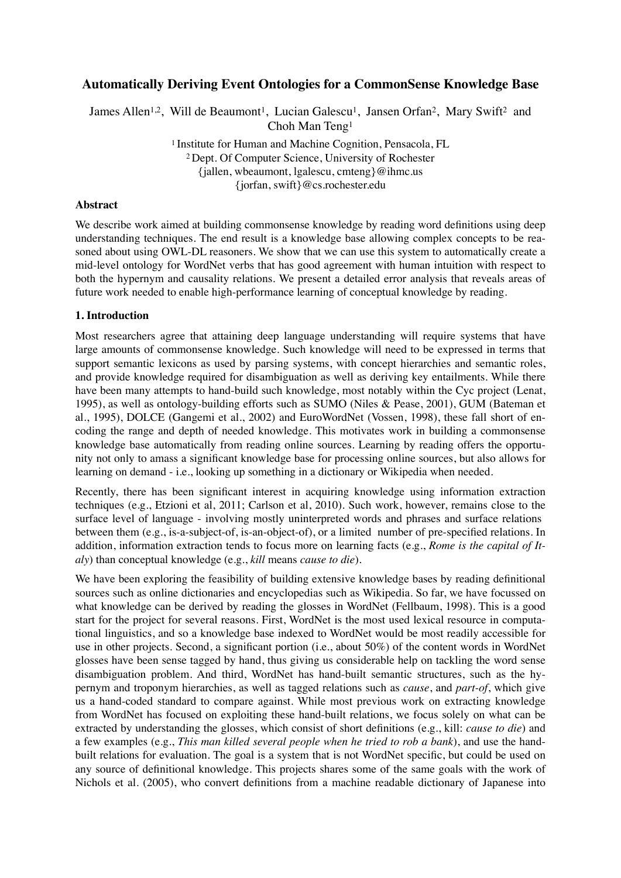# Automatically Deriving Event Ontologies for a CommonSense Knowledge Base

James Allen[1,2], Will de Beaumont[1], Lucian Galescu[1], Jansen Orfan[2], Mary Swift[2] and Choh Man Teng[1]

[1] Institute for Human and Machine Cognition, Pensacola, FL
[2] Dept. Of Computer Science, University of Rochester
{jallen, wbeaumont, lgalescu, cmteng}@ihmc.us
{jorfan, swift}@cs.rochester.edu

### Abstract

We describe work aimed at building commonsense knowledge by reading word definitions using deep understanding techniques. The end result is a knowledge base allowing complex concepts to be reasoned about using OWL-DL reasoners. We show that we can use this system to automatically create a mid-level ontology for WordNet verbs that has good agreement with human intuition with respect to both the hypernym and causality relations. We present a detailed error analysis that reveals areas of future work needed to enable high-performance learning of conceptual knowledge by reading.

### 1. Introduction

Most researchers agree that attaining deep language understanding will require systems that have large amounts of commonsense knowledge. Such knowledge will need to be expressed in terms that support semantic lexicons as used by parsing systems, with concept hierarchies and semantic roles, and provide knowledge required for disambiguation as well as deriving key entailments. While there have been many attempts to hand-build such knowledge, most notably within the Cyc project (Lenat, 1995), as well as ontology-building efforts such as SUMO (Niles & Pease, 2001), GUM (Bateman et al., 1995), DOLCE (Gangemi et al., 2002) and EuroWordNet (Vossen, 1998), these fall short of encoding the range and depth of needed knowledge. This motivates work in building a commonsense knowledge base automatically from reading online sources. Learning by reading offers the opportunity not only to amass a significant knowledge base for processing online sources, but also allows for learning on demand - i.e., looking up something in a dictionary or Wikipedia when needed.

Recently, there has been significant interest in acquiring knowledge using information extraction techniques (e.g., Etzioni et al, 2011; Carlson et al, 2010). Such work, however, remains close to the surface level of language - involving mostly uninterpreted words and phrases and surface relations between them (e.g., is-a-subject-of, is-an-object-of), or a limited number of pre-specified relations. In addition, information extraction tends to focus more on learning facts (e.g., *Rome is the capital of Italy*) than conceptual knowledge (e.g., *kill* means *cause to die*).

We have been exploring the feasibility of building extensive knowledge bases by reading definitional sources such as online dictionaries and encyclopedias such as Wikipedia. So far, we have focussed on what knowledge can be derived by reading the glosses in WordNet (Fellbaum, 1998). This is a good start for the project for several reasons. First, WordNet is the most used lexical resource in computational linguistics, and so a knowledge base indexed to WordNet would be most readily accessible for use in other projects. Second, a significant portion (i.e., about 50%) of the content words in WordNet glosses have been sense tagged by hand, thus giving us considerable help on tackling the word sense disambiguation problem. And third, WordNet has hand-built semantic structures, such as the hypernym and troponym hierarchies, as well as tagged relations such as *cause*, and *part-of*, which give us a hand-coded standard to compare against. While most previous work on extracting knowledge from WordNet has focused on exploiting these hand-built relations, we focus solely on what can be extracted by understanding the glosses, which consist of short definitions (e.g., kill: *cause to die*) and a few examples (e.g., *This man killed several people when he tried to rob a bank*), and use the hand-built relations for evaluation. The goal is a system that is not WordNet specific, but could be used on any source of definitional knowledge. This projects shares some of the same goals with the work of Nichols et al. (2005), who convert definitions from a machine readable dictionary of Japanese into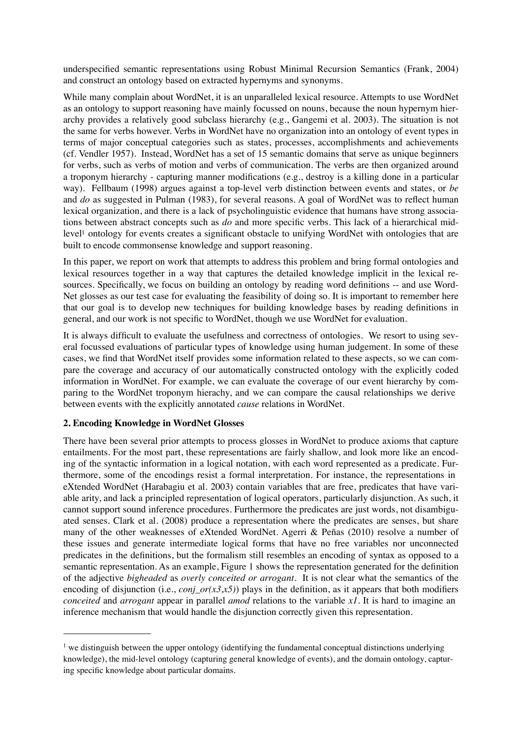underspecified semantic representations using Robust Minimal Recursion Semantics (Frank, 2004) and construct an ontology based on extracted hypernyms and synonyms.

While many complain about WordNet, it is an unparalleled lexical resource. Attempts to use WordNet as an ontology to support reasoning have mainly focussed on nouns, because the noun hypernym hierarchy provides a relatively good subclass hierarchy (e.g., Gangemi et al. 2003). The situation is not the same for verbs however. Verbs in WordNet have no organization into an ontology of event types in terms of major conceptual categories such as states, processes, accomplishments and achievements (cf. Vendler 1957). Instead, WordNet has a set of 15 semantic domains that serve as unique beginners for verbs, such as verbs of motion and verbs of communication. The verbs are then organized around a troponym hierarchy - capturing manner modifications (e.g., destroy is a killing done in a particular way). Fellbaum (1998) argues against a top-level verb distinction between events and states, or *be* and *do* as suggested in Pulman (1983), for several reasons. A goal of WordNet was to reflect human lexical organization, and there is a lack of psycholinguistic evidence that humans have strong associations between abstract concepts such as *do* and more specific verbs. This lack of a hierarchical mid-level[1] ontology for events creates a significant obstacle to unifying WordNet with ontologies that are built to encode commonsense knowledge and support reasoning.

In this paper, we report on work that attempts to address this problem and bring formal ontologies and lexical resources together in a way that captures the detailed knowledge implicit in the lexical resources. Specifically, we focus on building an ontology by reading word definitions -- and use WordNet glosses as our test case for evaluating the feasibility of doing so. It is important to remember here that our goal is to develop new techniques for building knowledge bases by reading definitions in general, and our work is not specific to WordNet, though we use WordNet for evaluation.

It is always difficult to evaluate the usefulness and correctness of ontologies. We resort to using several focussed evaluations of particular types of knowledge using human judgement. In some of these cases, we find that WordNet itself provides some information related to these aspects, so we can compare the coverage and accuracy of our automatically constructed ontology with the explicitly coded information in WordNet. For example, we can evaluate the coverage of our event hierarchy by comparing to the WordNet troponym hierachy, and we can compare the causal relationships we derive between events with the explicitly annotated *cause* relations in WordNet.

## 2. Encoding Knowledge in WordNet Glosses

There have been several prior attempts to process glosses in WordNet to produce axioms that capture entailments. For the most part, these representations are fairly shallow, and look more like an encoding of the syntactic information in a logical notation, with each word represented as a predicate. Furthermore, some of the encodings resist a formal interpretation. For instance, the representations in eXtended WordNet (Harabagiu et al. 2003) contain variables that are free, predicates that have variable arity, and lack a principled representation of logical operators, particularly disjunction. As such, it cannot support sound inference procedures. Furthermore the predicates are just words, not disambiguated senses. Clark et al. (2008) produce a representation where the predicates are senses, but share many of the other weaknesses of eXtended WordNet. Agerri & Peñas (2010) resolve a number of these issues and generate intermediate logical forms that have no free variables nor unconnected predicates in the definitions, but the formalism still resembles an encoding of syntax as opposed to a semantic representation. As an example, Figure 1 shows the representation generated for the definition of the adjective *bigheaded* as *overly conceited or arrogant*. It is not clear what the semantics of the encoding of disjunction (i.e., *conj_or(x3,x5)*) plays in the definition, as it appears that both modifiers *conceited* and *arrogant* appear in parallel *amod* relations to the variable *x1*. It is hard to imagine an inference mechanism that would handle the disjunction correctly given this representation.

[1] we distinguish between the upper ontology (identifying the fundamental conceptual distinctions underlying knowledge), the mid-level ontology (capturing general knowledge of events), and the domain ontology, capturing specific knowledge about particular domains.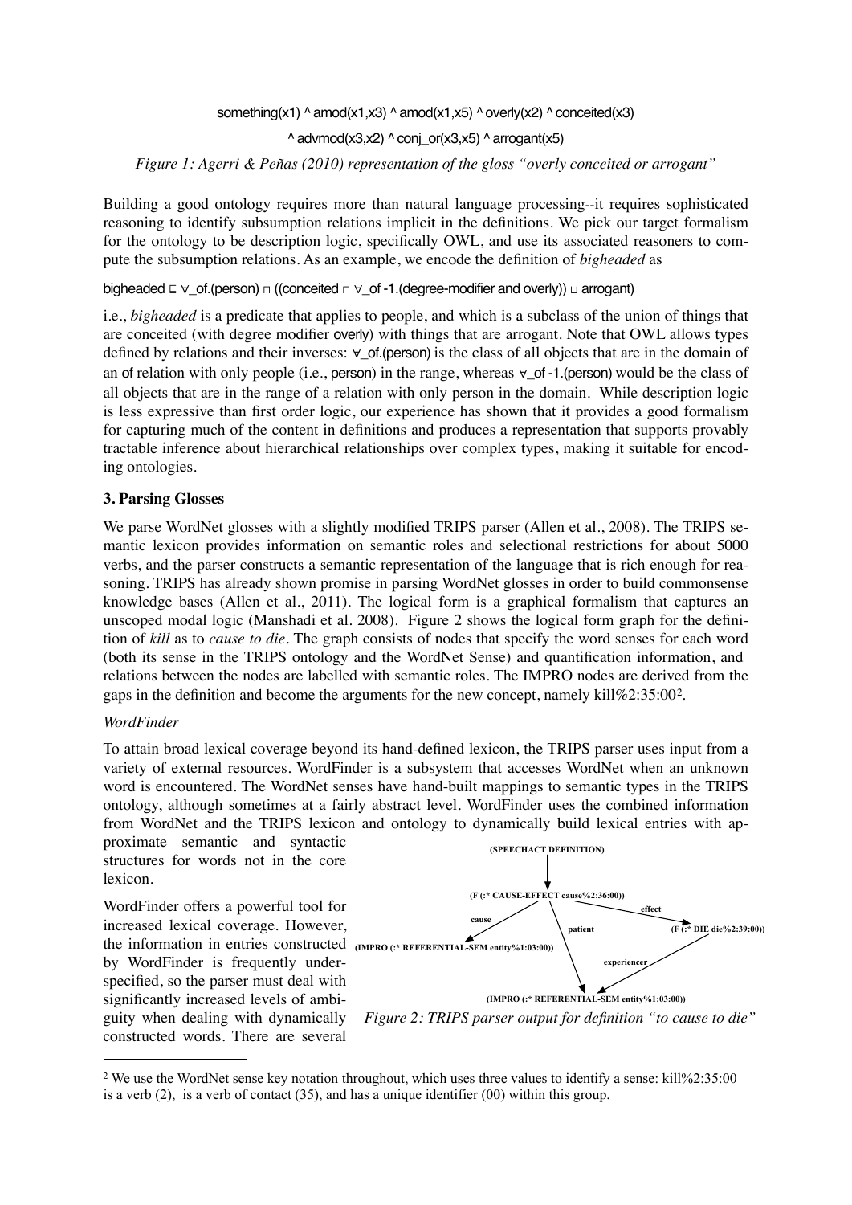something(x1) ^ amod(x1,x3) ^ amod(x1,x5) ^ overly(x2) ^ conceited(x3)

^ advmod(x3,x2) ^ conj_or(x3,x5) ^ arrogant(x5)

*Figure 1: Agerri & Peñas (2010) representation of the gloss "overly conceited or arrogant"*

Building a good ontology requires more than natural language processing--it requires sophisticated reasoning to identify subsumption relations implicit in the definitions. We pick our target formalism for the ontology to be description logic, specifically OWL, and use its associated reasoners to compute the subsumption relations. As an example, we encode the definition of *bigheaded* as

bigheaded ⊑ ∀_of.(person) ⊓ ((conceited ⊓ ∀_of -1.(degree-modifier and overly)) ⊔ arrogant)

i.e., *bigheaded* is a predicate that applies to people, and which is a subclass of the union of things that are conceited (with degree modifier overly) with things that are arrogant. Note that OWL allows types defined by relations and their inverses: ∀_of.(person) is the class of all objects that are in the domain of an of relation with only people (i.e., person) in the range, whereas ∀_of -1.(person) would be the class of all objects that are in the range of a relation with only person in the domain. While description logic is less expressive than first order logic, our experience has shown that it provides a good formalism for capturing much of the content in definitions and produces a representation that supports provably tractable inference about hierarchical relationships over complex types, making it suitable for encoding ontologies.

## 3. Parsing Glosses

We parse WordNet glosses with a slightly modified TRIPS parser (Allen et al., 2008). The TRIPS semantic lexicon provides information on semantic roles and selectional restrictions for about 5000 verbs, and the parser constructs a semantic representation of the language that is rich enough for reasoning. TRIPS has already shown promise in parsing WordNet glosses in order to build commonsense knowledge bases (Allen et al., 2011). The logical form is a graphical formalism that captures an unscoped modal logic (Manshadi et al. 2008). Figure 2 shows the logical form graph for the definition of *kill* as to *cause to die*. The graph consists of nodes that specify the word senses for each word (both its sense in the TRIPS ontology and the WordNet Sense) and quantification information, and relations between the nodes are labelled with semantic roles. The IMPRO nodes are derived from the gaps in the definition and become the arguments for the new concept, namely kill%2:35:00[2].

### *WordFinder*

To attain broad lexical coverage beyond its hand-defined lexicon, the TRIPS parser uses input from a variety of external resources. WordFinder is a subsystem that accesses WordNet when an unknown word is encountered. The WordNet senses have hand-built mappings to semantic types in the TRIPS ontology, although sometimes at a fairly abstract level. WordFinder uses the combined information from WordNet and the TRIPS lexicon and ontology to dynamically build lexical entries with approximate semantic and syntactic structures for words not in the core lexicon.

WordFinder offers a powerful tool for increased lexical coverage. However, the information in entries constructed by WordFinder is frequently underspecified, so the parser must deal with significantly increased levels of ambiguity when dealing with dynamically constructed words. There are several

(SPEECHACT DEFINITION)
(F (:* CAUSE-EFFECT cause%2:36:00))
cause — (IMPRO (:* REFERENTIAL-SEM entity%1:03:00))
patient — (IMPRO (:* REFERENTIAL-SEM entity%1:03:00))
effect — (F (:* DIE die%2:39:00))
experiencer — (IMPRO (:* REFERENTIAL-SEM entity%1:03:00))

*Figure 2: TRIPS parser output for definition "to cause to die"*

[2] We use the WordNet sense key notation throughout, which uses three values to identify a sense: kill%2:35:00 is a verb (2), is a verb of contact (35), and has a unique identifier (00) within this group.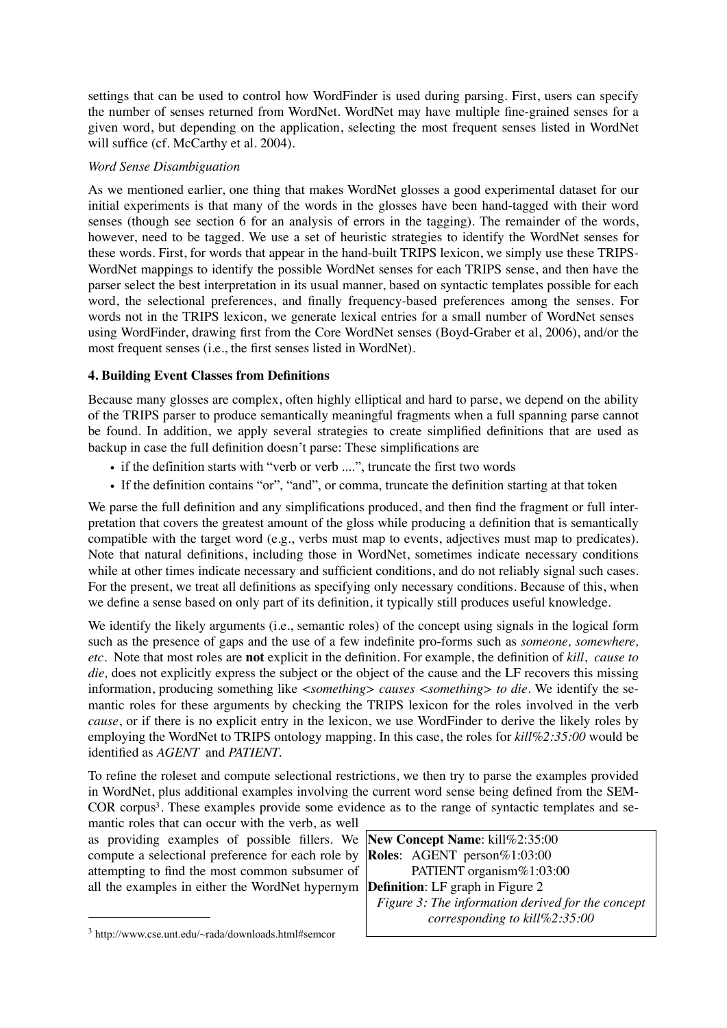settings that can be used to control how WordFinder is used during parsing. First, users can specify the number of senses returned from WordNet. WordNet may have multiple fine-grained senses for a given word, but depending on the application, selecting the most frequent senses listed in WordNet will suffice (cf. McCarthy et al. 2004).

*Word Sense Disambiguation*

As we mentioned earlier, one thing that makes WordNet glosses a good experimental dataset for our initial experiments is that many of the words in the glosses have been hand-tagged with their word senses (though see section 6 for an analysis of errors in the tagging). The remainder of the words, however, need to be tagged. We use a set of heuristic strategies to identify the WordNet senses for these words. First, for words that appear in the hand-built TRIPS lexicon, we simply use these TRIPS-WordNet mappings to identify the possible WordNet senses for each TRIPS sense, and then have the parser select the best interpretation in its usual manner, based on syntactic templates possible for each word, the selectional preferences, and finally frequency-based preferences among the senses. For words not in the TRIPS lexicon, we generate lexical entries for a small number of WordNet senses using WordFinder, drawing first from the Core WordNet senses (Boyd-Graber et al, 2006), and/or the most frequent senses (i.e., the first senses listed in WordNet).

## 4. Building Event Classes from Definitions

Because many glosses are complex, often highly elliptical and hard to parse, we depend on the ability of the TRIPS parser to produce semantically meaningful fragments when a full spanning parse cannot be found. In addition, we apply several strategies to create simplified definitions that are used as backup in case the full definition doesn't parse: These simplifications are

- if the definition starts with "verb or verb ....", truncate the first two words
- If the definition contains "or", "and", or comma, truncate the definition starting at that token

We parse the full definition and any simplifications produced, and then find the fragment or full interpretation that covers the greatest amount of the gloss while producing a definition that is semantically compatible with the target word (e.g., verbs must map to events, adjectives must map to predicates). Note that natural definitions, including those in WordNet, sometimes indicate necessary conditions while at other times indicate necessary and sufficient conditions, and do not reliably signal such cases. For the present, we treat all definitions as specifying only necessary conditions. Because of this, when we define a sense based on only part of its definition, it typically still produces useful knowledge.

We identify the likely arguments (i.e., semantic roles) of the concept using signals in the logical form such as the presence of gaps and the use of a few indefinite pro-forms such as *someone, somewhere, etc*. Note that most roles are **not** explicit in the definition. For example, the definition of *kill*, *cause to die,* does not explicitly express the subject or the object of the cause and the LF recovers this missing information, producing something like *<something> causes <something> to die*. We identify the semantic roles for these arguments by checking the TRIPS lexicon for the roles involved in the verb *cause*, or if there is no explicit entry in the lexicon, we use WordFinder to derive the likely roles by employing the WordNet to TRIPS ontology mapping. In this case, the roles for *kill%2:35:00* would be identified as *AGENT* and *PATIENT.*

To refine the roleset and compute selectional restrictions, we then try to parse the examples provided in WordNet, plus additional examples involving the current word sense being defined from the SEMCOR corpus[3]. These examples provide some evidence as to the range of syntactic templates and semantic roles that can occur with the verb, as well as providing examples of possible fillers. We compute a selectional preference for each role by attempting to find the most common subsumer of all the examples in either the WordNet hypernym

**New Concept Name**: kill%2:35:00
**Roles**: AGENT person%1:03:00
PATIENT organism%1:03:00
**Definition**: LF graph in Figure 2

*Figure 3: The information derived for the concept corresponding to kill%2:35:00*

[3] http://www.cse.unt.edu/~rada/downloads.html#semcor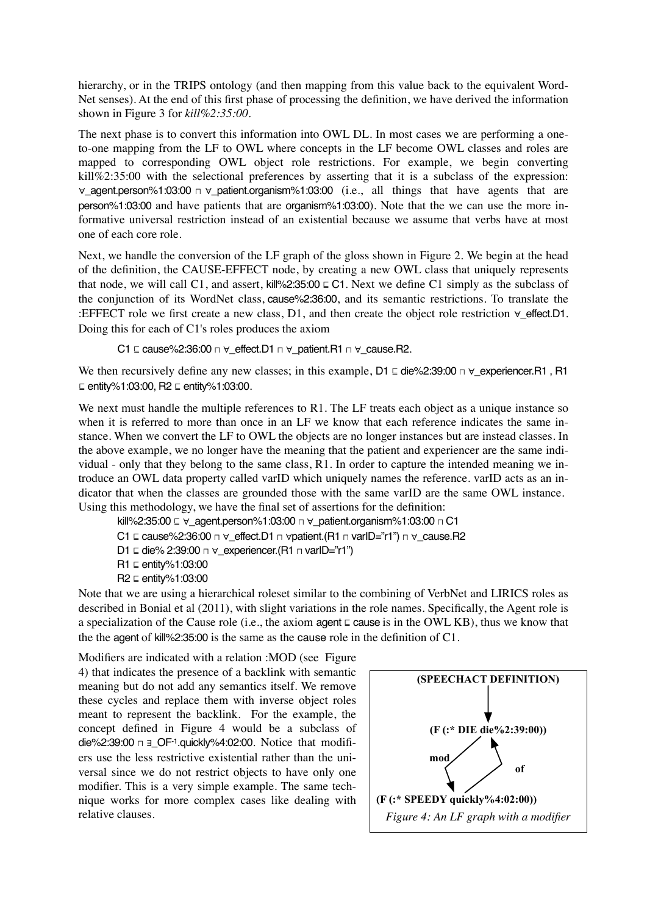hierarchy, or in the TRIPS ontology (and then mapping from this value back to the equivalent WordNet senses). At the end of this first phase of processing the definition, we have derived the information shown in Figure 3 for *kill%2:35:00*.

The next phase is to convert this information into OWL DL. In most cases we are performing a one-to-one mapping from the LF to OWL where concepts in the LF become OWL classes and roles are mapped to corresponding OWL object role restrictions. For example, we begin converting kill%2:35:00 with the selectional preferences by asserting that it is a subclass of the expression: ∀_agent.person%1:03:00 ⊓ ∀_patient.organism%1:03:00 (i.e., all things that have agents that are person%1:03:00 and have patients that are organism%1:03:00). Note that the we can use the more informative universal restriction instead of an existential because we assume that verbs have at most one of each core role.

Next, we handle the conversion of the LF graph of the gloss shown in Figure 2. We begin at the head of the definition, the CAUSE-EFFECT node, by creating a new OWL class that uniquely represents that node, we will call C1, and assert, kill%2:35:00 ⊑ C1. Next we define C1 simply as the subclass of the conjunction of its WordNet class, cause%2:36:00, and its semantic restrictions. To translate the :EFFECT role we first create a new class, D1, and then create the object role restriction ∀_effect.D1. Doing this for each of C1's roles produces the axiom

C1 ⊑ cause%2:36:00 ⊓ ∀_effect.D1 ⊓ ∀_patient.R1 ⊓ ∀_cause.R2.

We then recursively define any new classes; in this example, D1 ⊑ die%2:39:00 ⊓ ∀_experiencer.R1 , R1 ⊑ entity%1:03:00, R2 ⊑ entity%1:03:00.

We next must handle the multiple references to R1. The LF treats each object as a unique instance so when it is referred to more than once in an LF we know that each reference indicates the same instance. When we convert the LF to OWL the objects are no longer instances but are instead classes. In the above example, we no longer have the meaning that the patient and experiencer are the same individual - only that they belong to the same class, R1. In order to capture the intended meaning we introduce an OWL data property called varID which uniquely names the reference. varID acts as an indicator that when the classes are grounded those with the same varID are the same OWL instance. Using this methodology, we have the final set of assertions for the definition:

kill%2:35:00 ⊑ ∀_agent.person%1:03:00 ⊓ ∀_patient.organism%1:03:00 ⊓ C1
C1 ⊑ cause%2:36:00 ⊓ ∀_effect.D1 ⊓ ∀patient.(R1 ⊓ varID="r1") ⊓ ∀_cause.R2
D1 ⊑ die% 2:39:00 ⊓ ∀_experiencer.(R1 ⊓ varID="r1")
R1 ⊑ entity%1:03:00
R2 ⊑ entity%1:03:00

Note that we are using a hierarchical roleset similar to the combining of VerbNet and LIRICS roles as described in Bonial et al (2011), with slight variations in the role names. Specifically, the Agent role is a specialization of the Cause role (i.e., the axiom agent ⊑ cause is in the OWL KB), thus we know that the the agent of kill%2:35:00 is the same as the cause role in the definition of C1.

Modifiers are indicated with a relation :MOD (see Figure 4) that indicates the presence of a backlink with semantic meaning but do not add any semantics itself. We remove these cycles and replace them with inverse object roles meant to represent the backlink. For the example, the concept defined in Figure 4 would be a subclass of die%2:39:00 ⊓ ∃_OF$^{-1}$.quickly%4:02:00. Notice that modifiers use the less restrictive existential rather than the universal since we do not restrict objects to have only one modifier. This is a very simple example. The same technique works for more complex cases like dealing with relative clauses.

```
          (SPEECHACT DEFINITION)
                   |
                   v
       (F (:* DIE die%2:39:00))
          mod /        ^
             v          \ of
   (F (:* SPEEDY quickly%4:02:00))
```

*Figure 4: An LF graph with a modifier*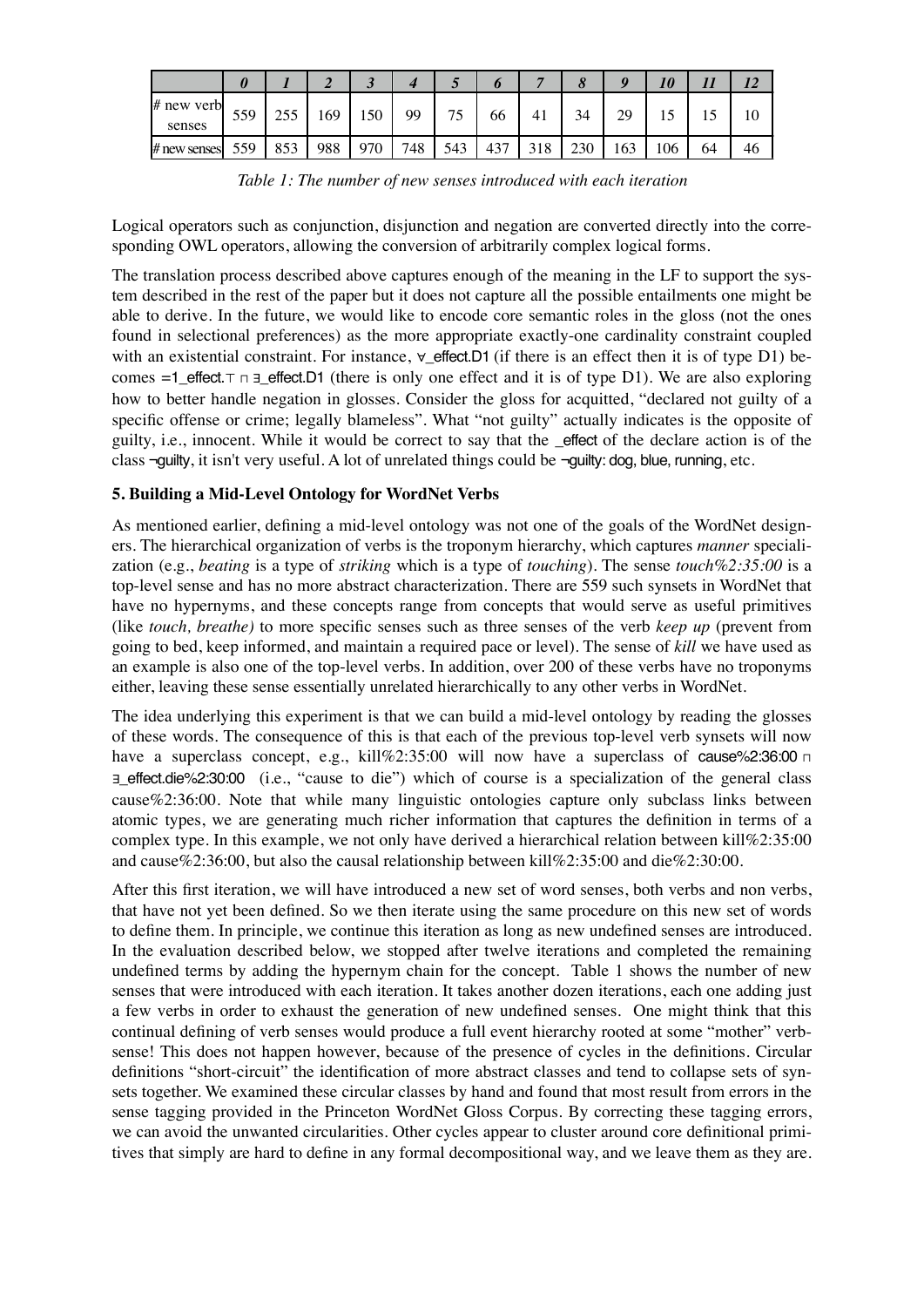| | *0* | *1* | *2* | *3* | *4* | *5* | *6* | *7* | *8* | *9* | *10* | *11* | *12* |
|---|---|---|---|---|---|---|---|---|---|---|---|---|---|
| # new verb senses | 559 | 255 | 169 | 150 | 99 | 75 | 66 | 41 | 34 | 29 | 15 | 15 | 10 |
| # new senses | 559 | 853 | 988 | 970 | 748 | 543 | 437 | 318 | 230 | 163 | 106 | 64 | 46 |

*Table 1: The number of new senses introduced with each iteration*

Logical operators such as conjunction, disjunction and negation are converted directly into the corresponding OWL operators, allowing the conversion of arbitrarily complex logical forms.

The translation process described above captures enough of the meaning in the LF to support the system described in the rest of the paper but it does not capture all the possible entailments one might be able to derive. In the future, we would like to encode core semantic roles in the gloss (not the ones found in selectional preferences) as the more appropriate exactly-one cardinality constraint coupled with an existential constraint. For instance, ∀_effect.D1 (if there is an effect then it is of type D1) becomes =1_effect.⊤ ⊓ ∃_effect.D1 (there is only one effect and it is of type D1). We are also exploring how to better handle negation in glosses. Consider the gloss for acquitted, "declared not guilty of a specific offense or crime; legally blameless". What "not guilty" actually indicates is the opposite of guilty, i.e., innocent. While it would be correct to say that the _effect of the declare action is of the class ¬guilty, it isn't very useful. A lot of unrelated things could be ¬guilty: dog, blue, running, etc.

### 5. Building a Mid-Level Ontology for WordNet Verbs

As mentioned earlier, defining a mid-level ontology was not one of the goals of the WordNet designers. The hierarchical organization of verbs is the troponym hierarchy, which captures *manner* specialization (e.g., *beating* is a type of *striking* which is a type of *touching*). The sense *touch%2:35:00* is a top-level sense and has no more abstract characterization. There are 559 such synsets in WordNet that have no hypernyms, and these concepts range from concepts that would serve as useful primitives (like *touch, breathe)* to more specific senses such as three senses of the verb *keep up* (prevent from going to bed, keep informed, and maintain a required pace or level). The sense of *kill* we have used as an example is also one of the top-level verbs. In addition, over 200 of these verbs have no troponyms either, leaving these sense essentially unrelated hierarchically to any other verbs in WordNet.

The idea underlying this experiment is that we can build a mid-level ontology by reading the glosses of these words. The consequence of this is that each of the previous top-level verb synsets will now have a superclass concept, e.g., kill%2:35:00 will now have a superclass of cause%2:36:00 ⊓ ∃_effect.die%2:30:00 (i.e., "cause to die") which of course is a specialization of the general class cause%2:36:00. Note that while many linguistic ontologies capture only subclass links between atomic types, we are generating much richer information that captures the definition in terms of a complex type. In this example, we not only have derived a hierarchical relation between kill%2:35:00 and cause%2:36:00, but also the causal relationship between kill%2:35:00 and die%2:30:00.

After this first iteration, we will have introduced a new set of word senses, both verbs and non verbs, that have not yet been defined. So we then iterate using the same procedure on this new set of words to define them. In principle, we continue this iteration as long as new undefined senses are introduced. In the evaluation described below, we stopped after twelve iterations and completed the remaining undefined terms by adding the hypernym chain for the concept. Table 1 shows the number of new senses that were introduced with each iteration. It takes another dozen iterations, each one adding just a few verbs in order to exhaust the generation of new undefined senses. One might think that this continual defining of verb senses would produce a full event hierarchy rooted at some "mother" verb-sense! This does not happen however, because of the presence of cycles in the definitions. Circular definitions "short-circuit" the identification of more abstract classes and tend to collapse sets of synsets together. We examined these circular classes by hand and found that most result from errors in the sense tagging provided in the Princeton WordNet Gloss Corpus. By correcting these tagging errors, we can avoid the unwanted circularities. Other cycles appear to cluster around core definitional primitives that simply are hard to define in any formal decompositional way, and we leave them as they are.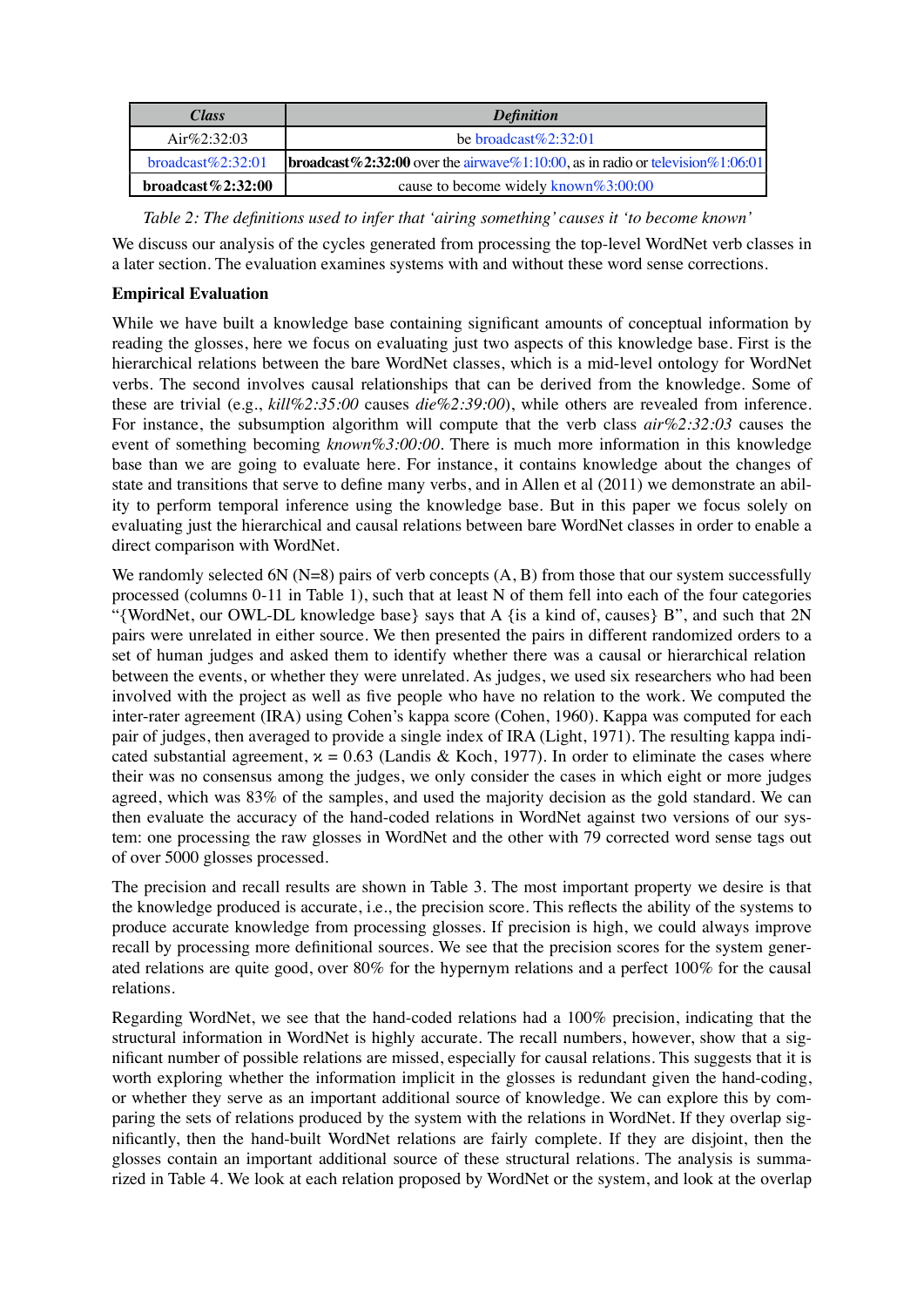| *Class* | *Definition* |
|---|---|
| Air%2:32:03 | be broadcast%2:32:01 |
| broadcast%2:32:01 | **broadcast%2:32:00** over the airwave%1:10:00, as in radio or television%1:06:01 |
| **broadcast%2:32:00** | cause to become widely known%3:00:00 |

*Table 2: The definitions used to infer that 'airing something' causes it 'to become known'*

We discuss our analysis of the cycles generated from processing the top-level WordNet verb classes in a later section. The evaluation examines systems with and without these word sense corrections.

**Empirical Evaluation**

While we have built a knowledge base containing significant amounts of conceptual information by reading the glosses, here we focus on evaluating just two aspects of this knowledge base. First is the hierarchical relations between the bare WordNet classes, which is a mid-level ontology for WordNet verbs. The second involves causal relationships that can be derived from the knowledge. Some of these are trivial (e.g., *kill%2:35:00* causes *die%2:39:00*), while others are revealed from inference. For instance, the subsumption algorithm will compute that the verb class *air%2:32:03* causes the event of something becoming *known%3:00:00*. There is much more information in this knowledge base than we are going to evaluate here. For instance, it contains knowledge about the changes of state and transitions that serve to define many verbs, and in Allen et al (2011) we demonstrate an ability to perform temporal inference using the knowledge base. But in this paper we focus solely on evaluating just the hierarchical and causal relations between bare WordNet classes in order to enable a direct comparison with WordNet.

We randomly selected 6N (N=8) pairs of verb concepts (A, B) from those that our system successfully processed (columns 0-11 in Table 1), such that at least N of them fell into each of the four categories "{WordNet, our OWL-DL knowledge base} says that A {is a kind of, causes} B", and such that 2N pairs were unrelated in either source. We then presented the pairs in different randomized orders to a set of human judges and asked them to identify whether there was a causal or hierarchical relation between the events, or whether they were unrelated. As judges, we used six researchers who had been involved with the project as well as five people who have no relation to the work. We computed the inter-rater agreement (IRA) using Cohen's kappa score (Cohen, 1960). Kappa was computed for each pair of judges, then averaged to provide a single index of IRA (Light, 1971). The resulting kappa indicated substantial agreement, $\kappa = 0.63$ (Landis & Koch, 1977). In order to eliminate the cases where their was no consensus among the judges, we only consider the cases in which eight or more judges agreed, which was 83% of the samples, and used the majority decision as the gold standard. We can then evaluate the accuracy of the hand-coded relations in WordNet against two versions of our system: one processing the raw glosses in WordNet and the other with 79 corrected word sense tags out of over 5000 glosses processed.

The precision and recall results are shown in Table 3. The most important property we desire is that the knowledge produced is accurate, i.e., the precision score. This reflects the ability of the systems to produce accurate knowledge from processing glosses. If precision is high, we could always improve recall by processing more definitional sources. We see that the precision scores for the system generated relations are quite good, over 80% for the hypernym relations and a perfect 100% for the causal relations.

Regarding WordNet, we see that the hand-coded relations had a 100% precision, indicating that the structural information in WordNet is highly accurate. The recall numbers, however, show that a significant number of possible relations are missed, especially for causal relations. This suggests that it is worth exploring whether the information implicit in the glosses is redundant given the hand-coding, or whether they serve as an important additional source of knowledge. We can explore this by comparing the sets of relations produced by the system with the relations in WordNet. If they overlap significantly, then the hand-built WordNet relations are fairly complete. If they are disjoint, then the glosses contain an important additional source of these structural relations. The analysis is summarized in Table 4. We look at each relation proposed by WordNet or the system, and look at the overlap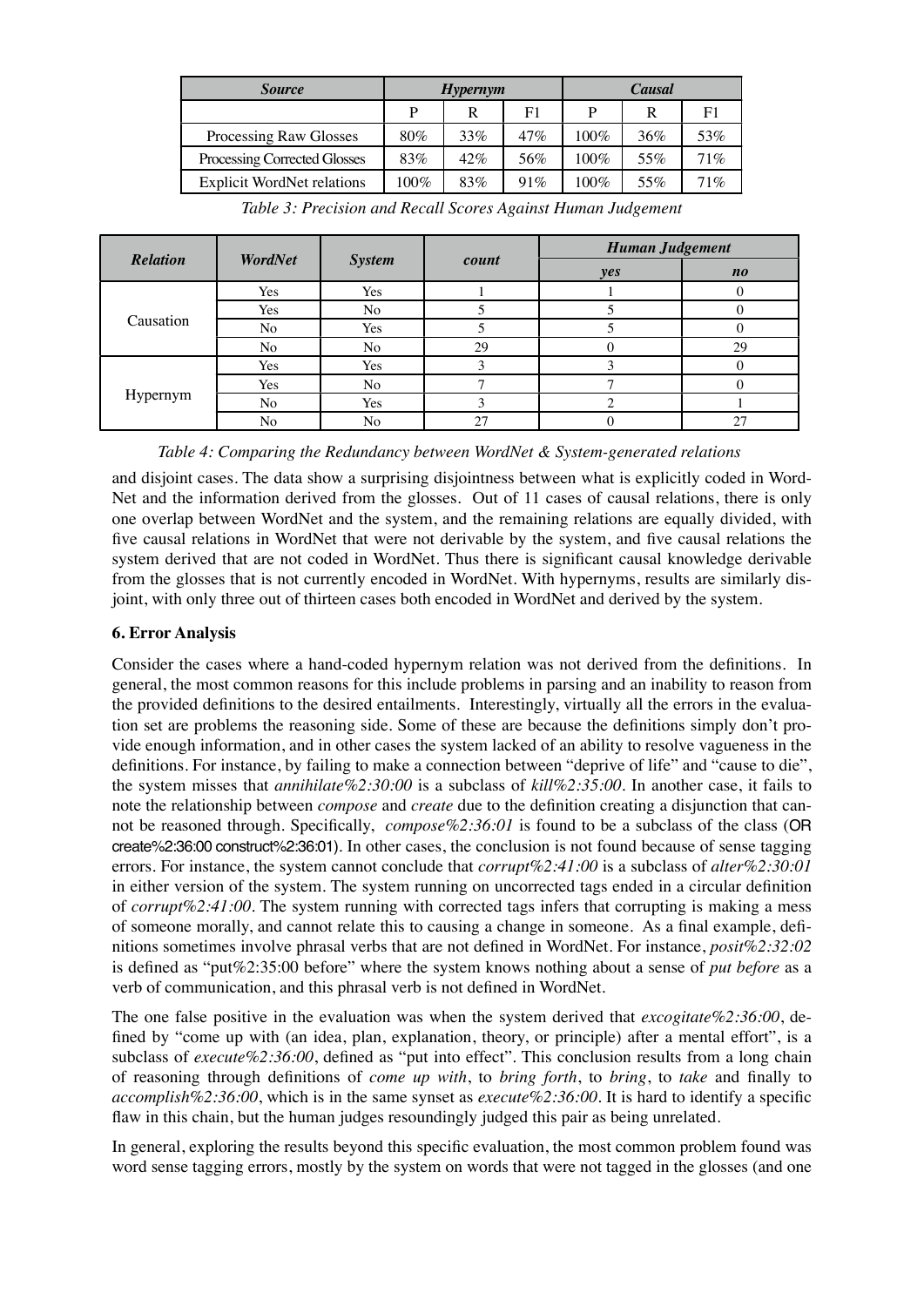| *Source* | *Hypernym* | | | *Causal* | | |
|---|---|---|---|---|---|---|
| | P | R | F1 | P | R | F1 |
| Processing Raw Glosses | 80% | 33% | 47% | 100% | 36% | 53% |
| Processing Corrected Glosses | 83% | 42% | 56% | 100% | 55% | 71% |
| Explicit WordNet relations | 100% | 83% | 91% | 100% | 55% | 71% |

*Table 3: Precision and Recall Scores Against Human Judgement*

| *Relation* | *WordNet* | *System* | *count* | *Human Judgement* | |
|---|---|---|---|---|---|
| | | | | *yes* | *no* |
| Causation | Yes | Yes | 1 | 1 | 0 |
| | Yes | No | 5 | 5 | 0 |
| | No | Yes | 5 | 5 | 0 |
| | No | No | 29 | 0 | 29 |
| Hypernym | Yes | Yes | 3 | 3 | 0 |
| | Yes | No | 7 | 7 | 0 |
| | No | Yes | 3 | 2 | 1 |
| | No | No | 27 | 0 | 27 |

*Table 4: Comparing the Redundancy between WordNet & System-generated relations*

and disjoint cases. The data show a surprising disjointness between what is explicitly coded in WordNet and the information derived from the glosses. Out of 11 cases of causal relations, there is only one overlap between WordNet and the system, and the remaining relations are equally divided, with five causal relations in WordNet that were not derivable by the system, and five causal relations the system derived that are not coded in WordNet. Thus there is significant causal knowledge derivable from the glosses that is not currently encoded in WordNet. With hypernyms, results are similarly disjoint, with only three out of thirteen cases both encoded in WordNet and derived by the system.

### 6. Error Analysis

Consider the cases where a hand-coded hypernym relation was not derived from the definitions. In general, the most common reasons for this include problems in parsing and an inability to reason from the provided definitions to the desired entailments. Interestingly, virtually all the errors in the evaluation set are problems the reasoning side. Some of these are because the definitions simply don't provide enough information, and in other cases the system lacked of an ability to resolve vagueness in the definitions. For instance, by failing to make a connection between "deprive of life" and "cause to die", the system misses that *annihilate%2:30:00* is a subclass of *kill%2:35:00*. In another case, it fails to note the relationship between *compose* and *create* due to the definition creating a disjunction that cannot be reasoned through. Specifically, *compose%2:36:01* is found to be a subclass of the class (OR create%2:36:00 construct%2:36:01). In other cases, the conclusion is not found because of sense tagging errors. For instance, the system cannot conclude that *corrupt%2:41:00* is a subclass of *alter%2:30:01* in either version of the system. The system running on uncorrected tags ended in a circular definition of *corrupt%2:41:00*. The system running with corrected tags infers that corrupting is making a mess of someone morally, and cannot relate this to causing a change in someone. As a final example, definitions sometimes involve phrasal verbs that are not defined in WordNet. For instance, *posit%2:32:02* is defined as "put%2:35:00 before" where the system knows nothing about a sense of *put before* as a verb of communication, and this phrasal verb is not defined in WordNet.

The one false positive in the evaluation was when the system derived that *excogitate%2:36:00*, defined by "come up with (an idea, plan, explanation, theory, or principle) after a mental effort", is a subclass of *execute%2:36:00*, defined as "put into effect". This conclusion results from a long chain of reasoning through definitions of *come up with*, to *bring forth*, to *bring*, to *take* and finally to *accomplish%2:36:00*, which is in the same synset as *execute%2:36:00*. It is hard to identify a specific flaw in this chain, but the human judges resoundingly judged this pair as being unrelated.

In general, exploring the results beyond this specific evaluation, the most common problem found was word sense tagging errors, mostly by the system on words that were not tagged in the glosses (and one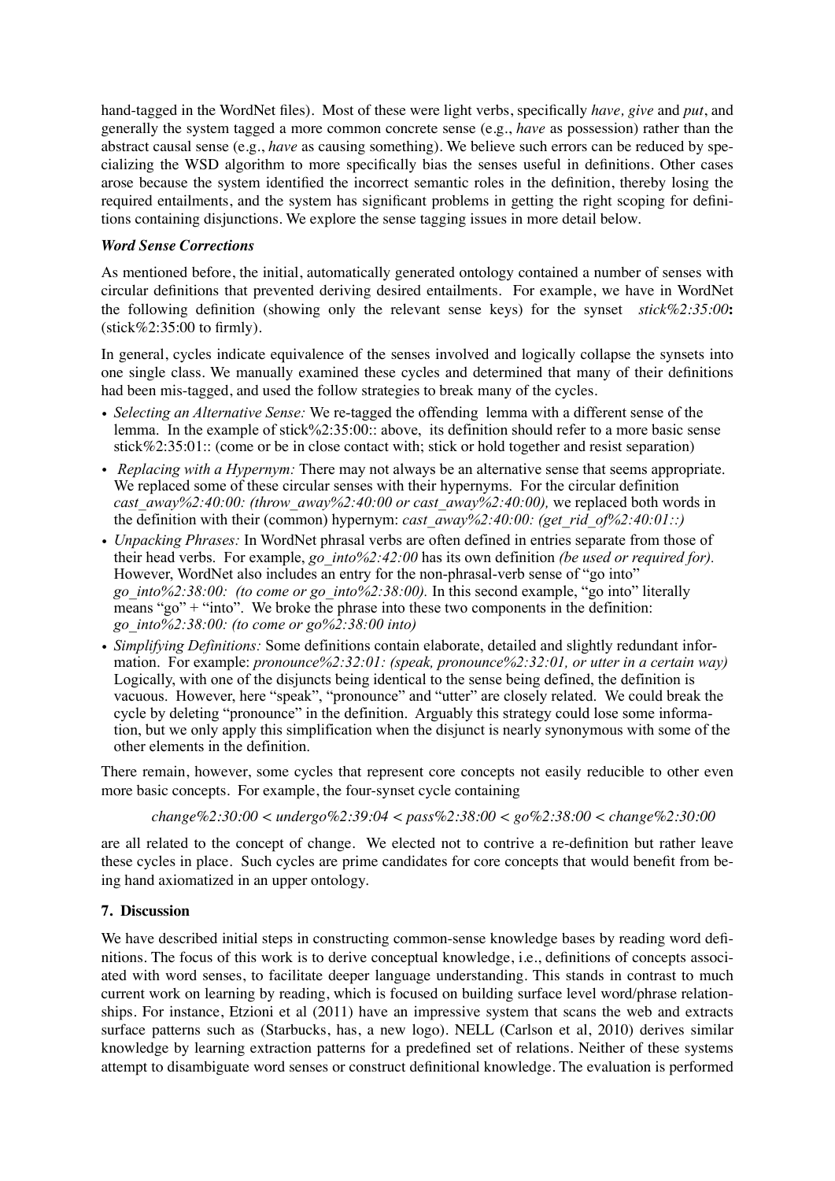hand-tagged in the WordNet files). Most of these were light verbs, specifically *have, give* and *put*, and generally the system tagged a more common concrete sense (e.g., *have* as possession) rather than the abstract causal sense (e.g., *have* as causing something). We believe such errors can be reduced by specializing the WSD algorithm to more specifically bias the senses useful in definitions. Other cases arose because the system identified the incorrect semantic roles in the definition, thereby losing the required entailments, and the system has significant problems in getting the right scoping for definitions containing disjunctions. We explore the sense tagging issues in more detail below.

***Word Sense Corrections***

As mentioned before, the initial, automatically generated ontology contained a number of senses with circular definitions that prevented deriving desired entailments. For example, we have in WordNet the following definition (showing only the relevant sense keys) for the synset *stick%2:35:00***:** (stick%2:35:00 to firmly).

In general, cycles indicate equivalence of the senses involved and logically collapse the synsets into one single class. We manually examined these cycles and determined that many of their definitions had been mis-tagged, and used the follow strategies to break many of the cycles.

- *Selecting an Alternative Sense:* We re-tagged the offending lemma with a different sense of the lemma. In the example of stick%2:35:00:: above, its definition should refer to a more basic sense stick%2:35:01:: (come or be in close contact with; stick or hold together and resist separation)
- *Replacing with a Hypernym:* There may not always be an alternative sense that seems appropriate. We replaced some of these circular senses with their hypernyms. For the circular definition *cast_away%2:40:00: (throw_away%2:40:00 or cast_away%2:40:00),* we replaced both words in the definition with their (common) hypernym: *cast_away%2:40:00: (get_rid_of%2:40:01::)*
- *Unpacking Phrases:* In WordNet phrasal verbs are often defined in entries separate from those of their head verbs. For example, *go_into%2:42:00* has its own definition *(be used or required for).* However, WordNet also includes an entry for the non-phrasal-verb sense of "go into" *go_into%2:38:00: (to come or go_into%2:38:00).* In this second example, "go into" literally means "go" + "into". We broke the phrase into these two components in the definition: *go_into%2:38:00: (to come or go%2:38:00 into)*
- *Simplifying Definitions:* Some definitions contain elaborate, detailed and slightly redundant information. For example: *pronounce%2:32:01: (speak, pronounce%2:32:01, or utter in a certain way)* Logically, with one of the disjuncts being identical to the sense being defined, the definition is vacuous. However, here "speak", "pronounce" and "utter" are closely related. We could break the cycle by deleting "pronounce" in the definition. Arguably this strategy could lose some information, but we only apply this simplification when the disjunct is nearly synonymous with some of the other elements in the definition.

There remain, however, some cycles that represent core concepts not easily reducible to other even more basic concepts. For example, the four-synset cycle containing

*change%2:30:00 < undergo%2:39:04 < pass%2:38:00 < go%2:38:00 < change%2:30:00*

are all related to the concept of change. We elected not to contrive a re-definition but rather leave these cycles in place. Such cycles are prime candidates for core concepts that would benefit from being hand axiomatized in an upper ontology.

## 7. Discussion

We have described initial steps in constructing common-sense knowledge bases by reading word definitions. The focus of this work is to derive conceptual knowledge, i.e., definitions of concepts associated with word senses, to facilitate deeper language understanding. This stands in contrast to much current work on learning by reading, which is focused on building surface level word/phrase relationships. For instance, Etzioni et al (2011) have an impressive system that scans the web and extracts surface patterns such as (Starbucks, has, a new logo). NELL (Carlson et al, 2010) derives similar knowledge by learning extraction patterns for a predefined set of relations. Neither of these systems attempt to disambiguate word senses or construct definitional knowledge. The evaluation is performed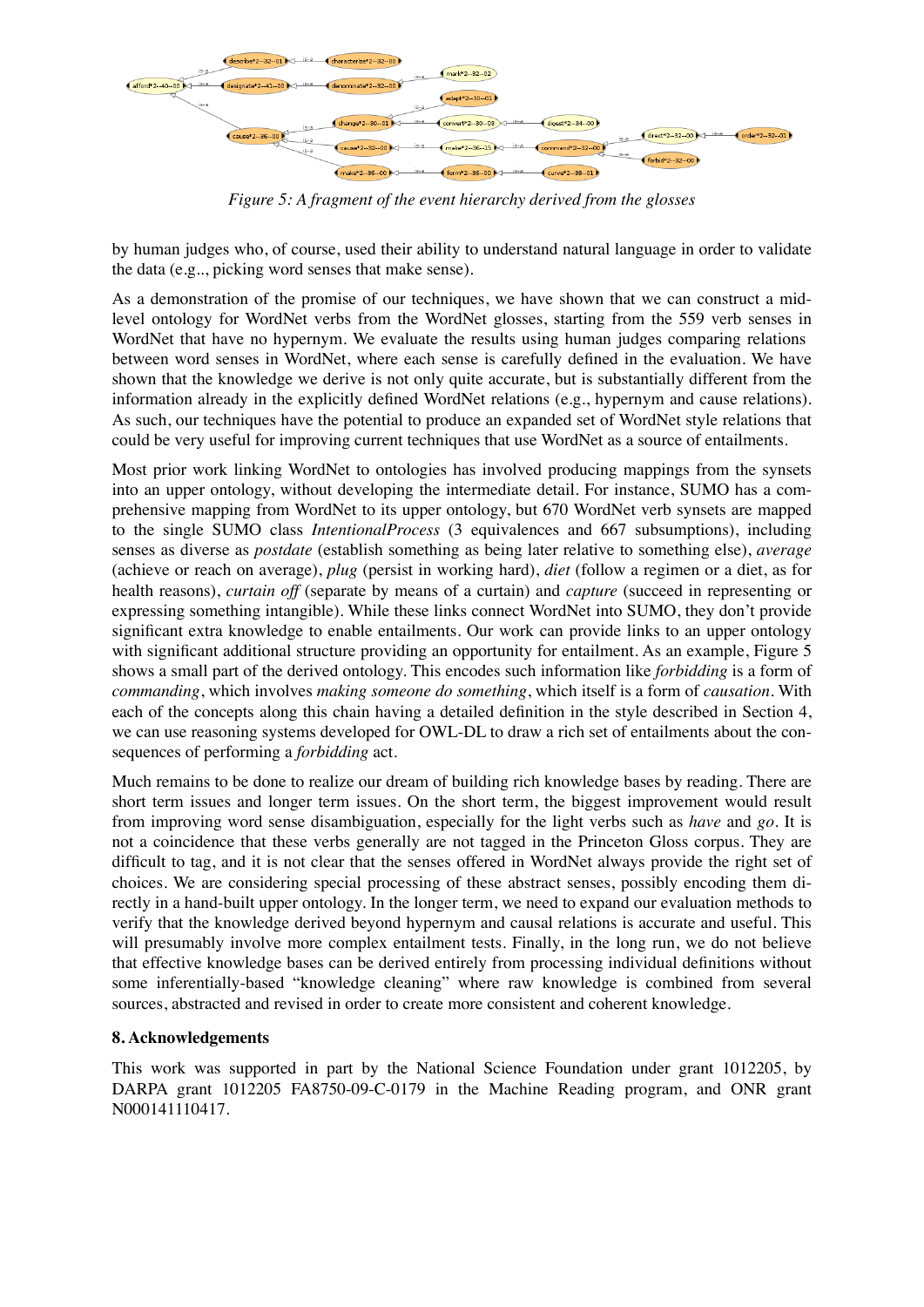*Figure 5: A fragment of the event hierarchy derived from the glosses*

by human judges who, of course, used their ability to understand natural language in order to validate the data (e.g.., picking word senses that make sense).

As a demonstration of the promise of our techniques, we have shown that we can construct a mid-level ontology for WordNet verbs from the WordNet glosses, starting from the 559 verb senses in WordNet that have no hypernym. We evaluate the results using human judges comparing relations between word senses in WordNet, where each sense is carefully defined in the evaluation. We have shown that the knowledge we derive is not only quite accurate, but is substantially different from the information already in the explicitly defined WordNet relations (e.g., hypernym and cause relations). As such, our techniques have the potential to produce an expanded set of WordNet style relations that could be very useful for improving current techniques that use WordNet as a source of entailments.

Most prior work linking WordNet to ontologies has involved producing mappings from the synsets into an upper ontology, without developing the intermediate detail. For instance, SUMO has a comprehensive mapping from WordNet to its upper ontology, but 670 WordNet verb synsets are mapped to the single SUMO class *IntentionalProcess* (3 equivalences and 667 subsumptions), including senses as diverse as *postdate* (establish something as being later relative to something else), *average* (achieve or reach on average), *plug* (persist in working hard), *diet* (follow a regimen or a diet, as for health reasons), *curtain off* (separate by means of a curtain) and *capture* (succeed in representing or expressing something intangible). While these links connect WordNet into SUMO, they don't provide significant extra knowledge to enable entailments. Our work can provide links to an upper ontology with significant additional structure providing an opportunity for entailment. As an example, Figure 5 shows a small part of the derived ontology. This encodes such information like *forbidding* is a form of *commanding*, which involves *making someone do something*, which itself is a form of *causation*. With each of the concepts along this chain having a detailed definition in the style described in Section 4, we can use reasoning systems developed for OWL-DL to draw a rich set of entailments about the consequences of performing a *forbidding* act.

Much remains to be done to realize our dream of building rich knowledge bases by reading. There are short term issues and longer term issues. On the short term, the biggest improvement would result from improving word sense disambiguation, especially for the light verbs such as *have* and *go*. It is not a coincidence that these verbs generally are not tagged in the Princeton Gloss corpus. They are difficult to tag, and it is not clear that the senses offered in WordNet always provide the right set of choices. We are considering special processing of these abstract senses, possibly encoding them directly in a hand-built upper ontology. In the longer term, we need to expand our evaluation methods to verify that the knowledge derived beyond hypernym and causal relations is accurate and useful. This will presumably involve more complex entailment tests. Finally, in the long run, we do not believe that effective knowledge bases can be derived entirely from processing individual definitions without some inferentially-based "knowledge cleaning" where raw knowledge is combined from several sources, abstracted and revised in order to create more consistent and coherent knowledge.

## 8. Acknowledgements

This work was supported in part by the National Science Foundation under grant 1012205, by DARPA grant 1012205 FA8750-09-C-0179 in the Machine Reading program, and ONR grant N000141110417.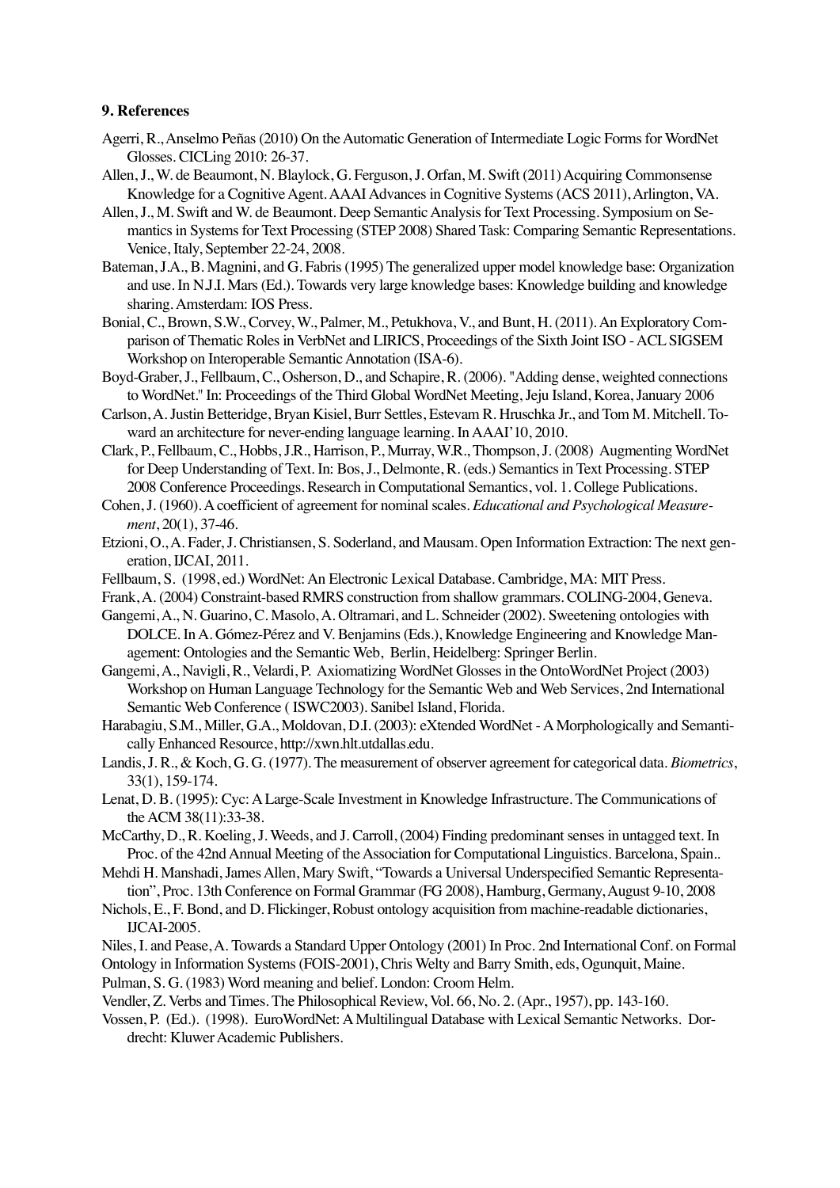### 9. References

Agerri, R., Anselmo Peñas (2010) On the Automatic Generation of Intermediate Logic Forms for WordNet Glosses. CICLing 2010: 26-37.

Allen, J., W. de Beaumont, N. Blaylock, G. Ferguson, J. Orfan, M. Swift (2011) Acquiring Commonsense Knowledge for a Cognitive Agent. AAAI Advances in Cognitive Systems (ACS 2011), Arlington, VA.

Allen, J., M. Swift and W. de Beaumont. Deep Semantic Analysis for Text Processing. Symposium on Semantics in Systems for Text Processing (STEP 2008) Shared Task: Comparing Semantic Representations. Venice, Italy, September 22-24, 2008.

Bateman, J.A., B. Magnini, and G. Fabris (1995) The generalized upper model knowledge base: Organization and use. In N.J.I. Mars (Ed.). Towards very large knowledge bases: Knowledge building and knowledge sharing. Amsterdam: IOS Press.

Bonial, C., Brown, S.W., Corvey, W., Palmer, M., Petukhova, V., and Bunt, H. (2011). An Exploratory Comparison of Thematic Roles in VerbNet and LIRICS, Proceedings of the Sixth Joint ISO - ACL SIGSEM Workshop on Interoperable Semantic Annotation (ISA-6).

Boyd-Graber, J., Fellbaum, C., Osherson, D., and Schapire, R. (2006). "Adding dense, weighted connections to WordNet." In: Proceedings of the Third Global WordNet Meeting, Jeju Island, Korea, January 2006

Carlson, A. Justin Betteridge, Bryan Kisiel, Burr Settles, Estevam R. Hruschka Jr., and Tom M. Mitchell. Toward an architecture for never-ending language learning. In AAAI'10, 2010.

Clark, P., Fellbaum, C., Hobbs, J.R., Harrison, P., Murray, W.R., Thompson, J. (2008) Augmenting WordNet for Deep Understanding of Text. In: Bos, J., Delmonte, R. (eds.) Semantics in Text Processing. STEP 2008 Conference Proceedings. Research in Computational Semantics, vol. 1. College Publications.

Cohen, J. (1960). A coefficient of agreement for nominal scales. *Educational and Psychological Measurement*, 20(1), 37-46.

Etzioni, O., A. Fader, J. Christiansen, S. Soderland, and Mausam. Open Information Extraction: The next generation, IJCAI, 2011.

Fellbaum, S. (1998, ed.) WordNet: An Electronic Lexical Database. Cambridge, MA: MIT Press.

Frank, A. (2004) Constraint-based RMRS construction from shallow grammars. COLING-2004, Geneva.

Gangemi, A., N. Guarino, C. Masolo, A. Oltramari, and L. Schneider (2002). Sweetening ontologies with DOLCE. In A. Gómez-Pérez and V. Benjamins (Eds.), Knowledge Engineering and Knowledge Management: Ontologies and the Semantic Web, Berlin, Heidelberg: Springer Berlin.

Gangemi, A., Navigli, R., Velardi, P. Axiomatizing WordNet Glosses in the OntoWordNet Project (2003) Workshop on Human Language Technology for the Semantic Web and Web Services, 2nd International Semantic Web Conference ( ISWC2003). Sanibel Island, Florida.

Harabagiu, S.M., Miller, G.A., Moldovan, D.I. (2003): eXtended WordNet - A Morphologically and Semantically Enhanced Resource, http://xwn.hlt.utdallas.edu.

Landis, J. R., & Koch, G. G. (1977). The measurement of observer agreement for categorical data. *Biometrics*, 33(1), 159-174.

Lenat, D. B. (1995): Cyc: A Large-Scale Investment in Knowledge Infrastructure. The Communications of the ACM 38(11):33-38.

McCarthy, D., R. Koeling, J. Weeds, and J. Carroll, (2004) Finding predominant senses in untagged text. In Proc. of the 42nd Annual Meeting of the Association for Computational Linguistics. Barcelona, Spain..

Mehdi H. Manshadi, James Allen, Mary Swift, "Towards a Universal Underspecified Semantic Representation", Proc. 13th Conference on Formal Grammar (FG 2008), Hamburg, Germany, August 9-10, 2008

Nichols, E., F. Bond, and D. Flickinger, Robust ontology acquisition from machine-readable dictionaries, IJCAI-2005.

Niles, I. and Pease, A. Towards a Standard Upper Ontology (2001) In Proc. 2nd International Conf. on Formal Ontology in Information Systems (FOIS-2001), Chris Welty and Barry Smith, eds, Ogunquit, Maine.

Pulman, S. G. (1983) Word meaning and belief. London: Croom Helm.

Vendler, Z. Verbs and Times. The Philosophical Review, Vol. 66, No. 2. (Apr., 1957), pp. 143-160.

Vossen, P. (Ed.). (1998). EuroWordNet: A Multilingual Database with Lexical Semantic Networks. Dordrecht: Kluwer Academic Publishers.